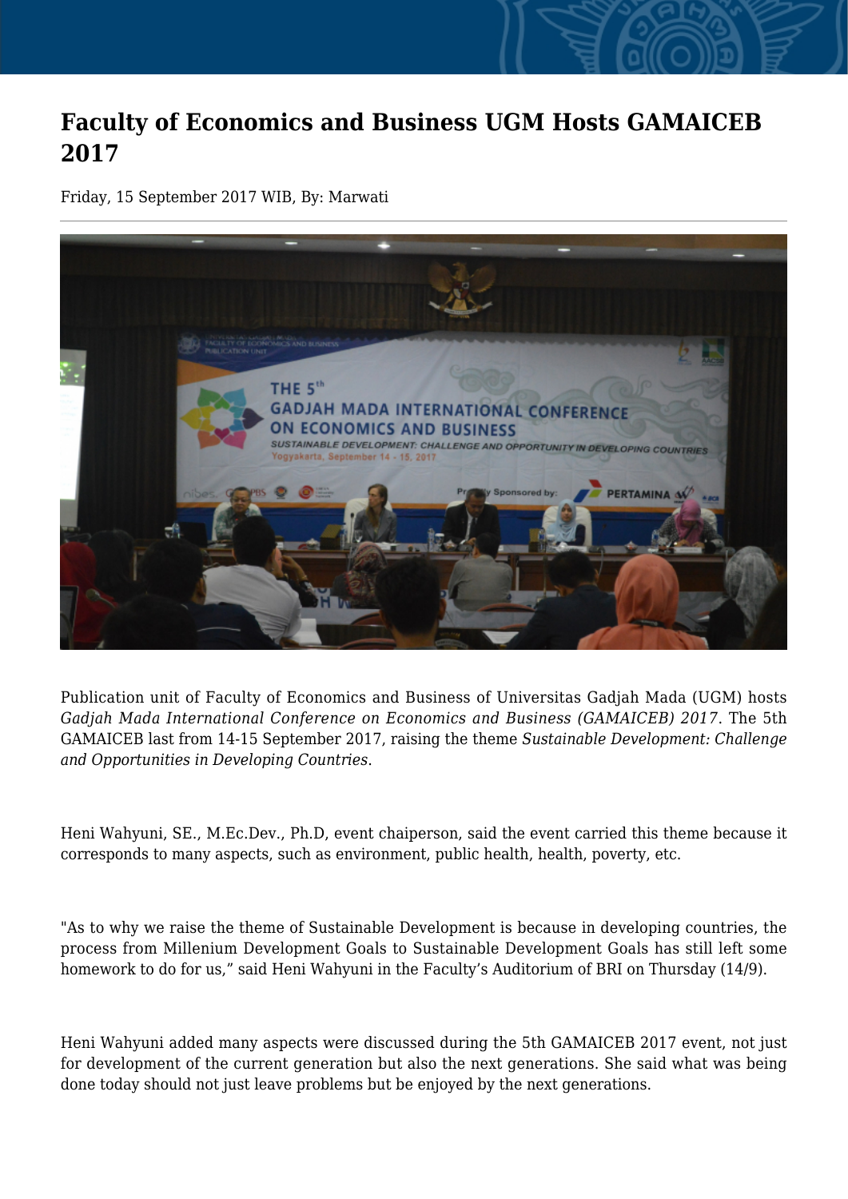# Faculty of Economics and Business UGM Hosts GAMAICEB 2017

Friday, 15 September 2017 WIB, By: Marwati

Publication unit of Faculty of Economics and Business of Universitas Gadjah Mada (UGM) hosts *Gadjah Mada International Conference on Economics and Business (GAMAICEB) 2017*. The 5th GAMAICEB last from 14-15 September 2017, raising the theme *Sustainable Development: Challenge and Opportunities in Developing Countries*.

Heni Wahyuni, SE., M.Ec.Dev., Ph.D, event chaiperson, said the event carried this theme because it corresponds to many aspects, such as environment, public health, health, poverty, etc.

"As to why we raise the theme of Sustainable Development is because in developing countries, the process from Millenium Development Goals to Sustainable Development Goals has still left some homework to do for us," said Heni Wahyuni in the Faculty's Auditorium of BRI on Thursday (14/9).

Heni Wahyuni added many aspects were discussed during the 5th GAMAICEB 2017 event, not just for development of the current generation but also the next generations. She said what was being done today should not just leave problems but be enjoyed by the next generations.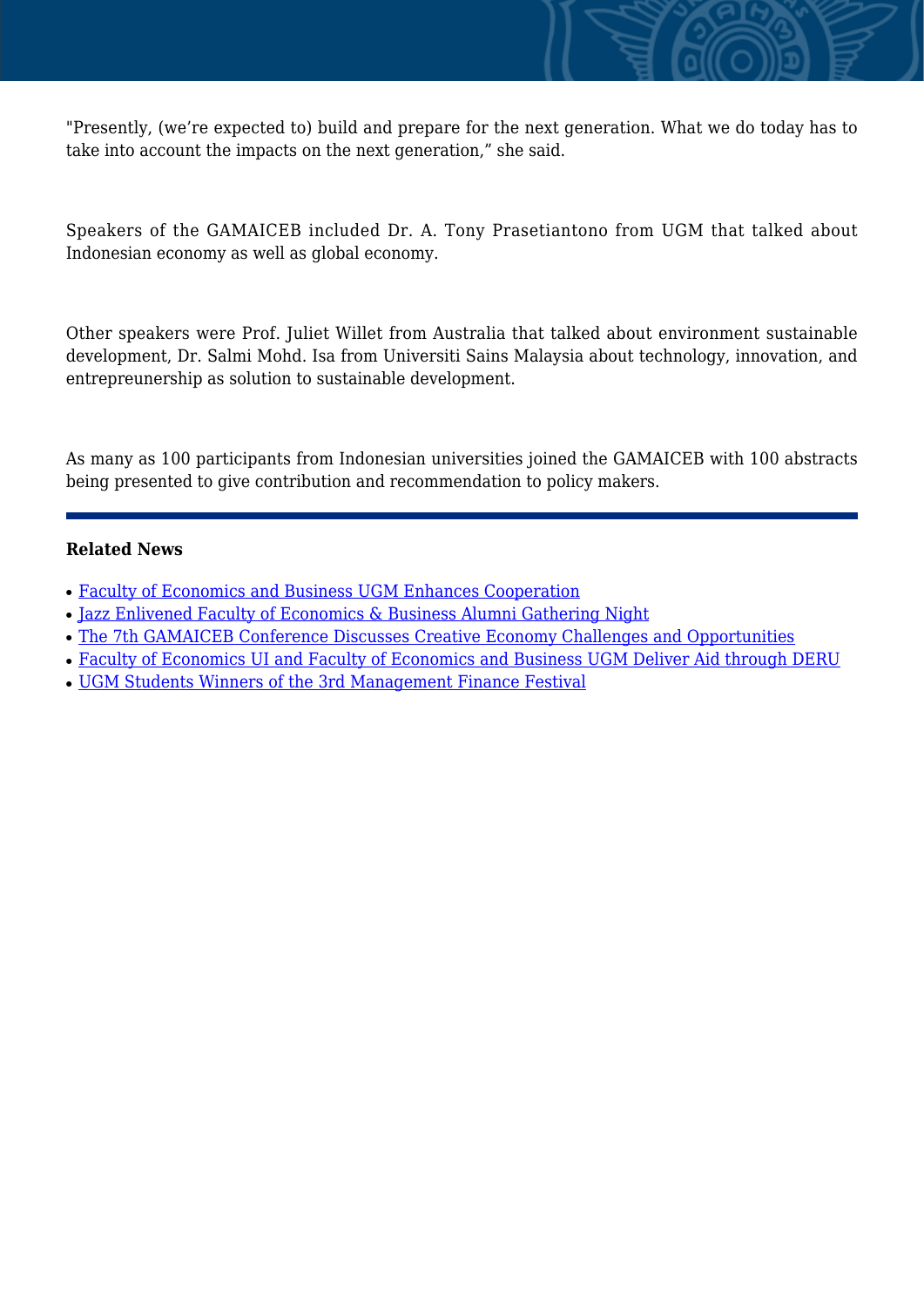"Presently, (we're expected to) build and prepare for the next generation. What we do today has to take into account the impacts on the next generation," she said.

Speakers of the GAMAICEB included Dr. A. Tony Prasetiantono from UGM that talked about Indonesian economy as well as global economy.

Other speakers were Prof. Juliet Willet from Australia that talked about environment sustainable development, Dr. Salmi Mohd. Isa from Universiti Sains Malaysia about technology, innovation, and entrepreunership as solution to sustainable development.

As many as 100 participants from Indonesian universities joined the GAMAICEB with 100 abstracts being presented to give contribution and recommendation to policy makers.

---

**Related News**

- Faculty of Economics and Business UGM Enhances Cooperation
- Jazz Enlivened Faculty of Economics & Business Alumni Gathering Night
- The 7th GAMAICEB Conference Discusses Creative Economy Challenges and Opportunities
- Faculty of Economics UI and Faculty of Economics and Business UGM Deliver Aid through DERU
- UGM Students Winners of the 3rd Management Finance Festival